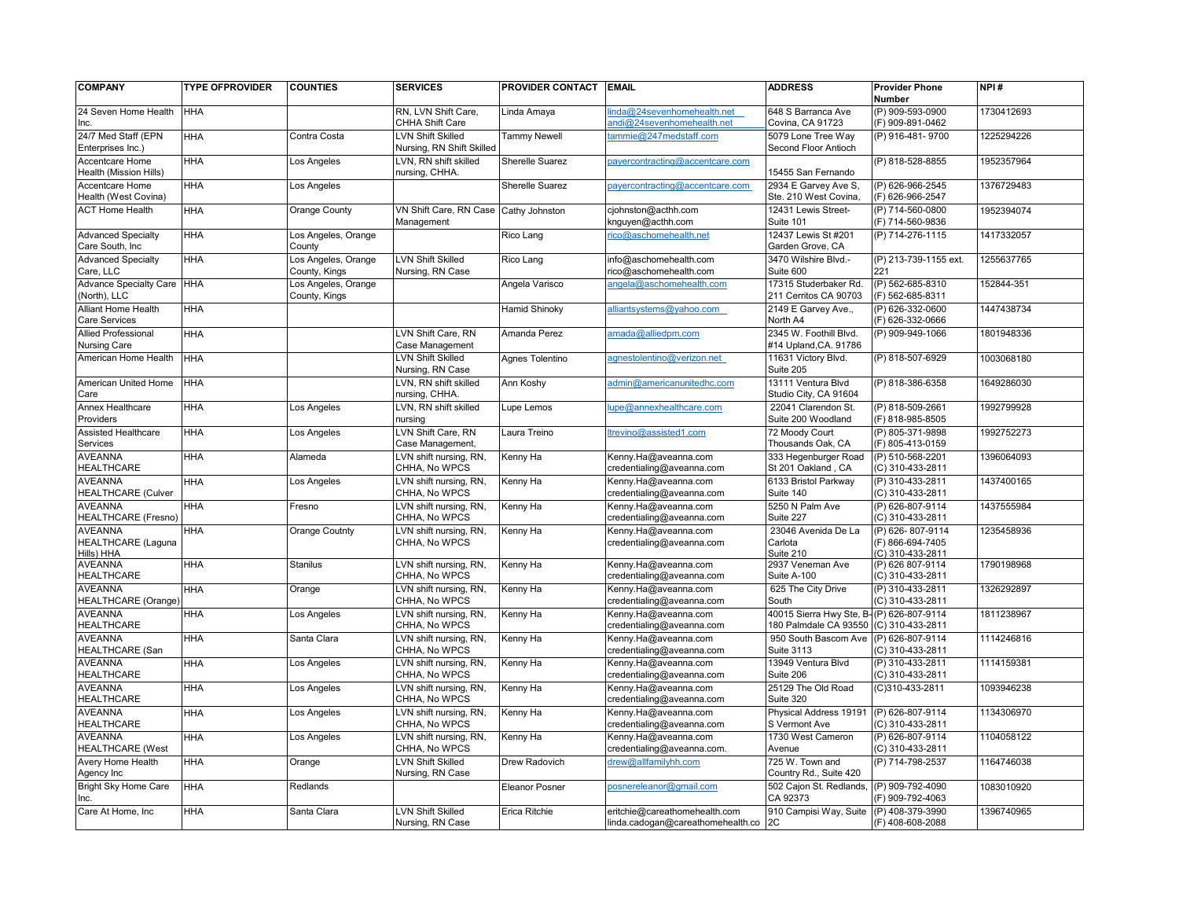| COMPANY | TYPE OFPROVIDER | COUNTIES | SERVICES | PROVIDER CONTACT | EMAIL | ADDRESS | Provider Phone Number | NPI # |
|---|---|---|---|---|---|---|---|---|
| 24 Seven Home Health Inc. | HHA | | RN, LVN Shift Care, CHHA Shift Care | Linda Amaya | linda@24sevenhomehealth.net andi@24sevenhomehealth.net | 648 S Barranca Ave Covina, CA 91723 | (P) 909-593-0900 (F) 909-891-0462 | 1730412693 |
| 24/7 Med Staff (EPN Enterprises Inc.) | HHA | Contra Costa | LVN Shift Skilled Nursing, RN Shift Skilled | Tammy Newell | tammie@247medstaff.com | 5079 Lone Tree Way Second Floor Antioch | (P) 916-481- 9700 | 1225294226 |
| Accentcare Home Health (Mission Hills) | HHA | Los Angeles | LVN, RN shift skilled nursing, CHHA. | Sherelle Suarez | payercontracting@accentcare.com | 15455 San Fernando | (P) 818-528-8855 | 1952357964 |
| Accentcare Home Health (West Covina) | HHA | Los Angeles | | Sherelle Suarez | payercontracting@accentcare.com | 2934 E Garvey Ave S, Ste. 210 West Covina, | (P) 626-966-2545 (F) 626-966-2547 | 1376729483 |
| ACT Home Health | HHA | Orange County | VN Shift Care, RN Case Management | Cathy Johnston | cjohnston@acthh.com knguyen@acthh.com | 12431 Lewis Street- Suite 101 | (P) 714-560-0800 (F) 714-560-9836 | 1952394074 |
| Advanced Specialty Care South, Inc | HHA | Los Angeles, Orange County | | Rico Lang | rico@aschomehealth.net | 12437 Lewis St #201 Garden Grove, CA | (P) 714-276-1115 | 1417332057 |
| Advanced Specialty Care, LLC | HHA | Los Angeles, Orange County, Kings | LVN Shift Skilled Nursing, RN Case | Rico Lang | info@aschomehealth.com rico@aschomehealth.com | 3470 Wilshire Blvd.- Suite 600 | (P) 213-739-1155 ext. 221 | 1255637765 |
| Advance Specialty Care (North), LLC | HHA | Los Angeles, Orange County, Kings | | Angela Varisco | angela@aschomehealth.com | 17315 Studerbaker Rd. 211 Cerritos CA 90703 | (P) 562-685-8310 (F) 562-685-8311 | 152844-351 |
| Alliant Home Health Care Services | HHA | | | Hamid Shinoky | alliantsystems@yahoo.com | 2149 E Garvey Ave., North A4 | (P) 626-332-0600 (F) 626-332-0666 | 1447438734 |
| Allied Professional Nursing Care | HHA | | LVN Shift Care, RN Case Management | Amanda Perez | amada@alliedpm.com | 2345 W. Foothill Blvd. #14 Upland,CA. 91786 | (P) 909-949-1066 | 1801948336 |
| American Home Health | HHA | | LVN Shift Skilled Nursing, RN Case | Agnes Tolentino | agnestolentino@verizon.net | 11631 Victory Blvd. Suite 205 | (P) 818-507-6929 | 1003068180 |
| American United Home Care | HHA | | LVN, RN shift skilled nursing, CHHA. | Ann Koshy | admin@americanunitedhc.com | 13111 Ventura Blvd Studio City, CA 91604 | (P) 818-386-6358 | 1649286030 |
| Annex Healthcare Providers | HHA | Los Angeles | LVN, RN shift skilled nursing | Lupe Lemos | lupe@annexhealthcare.com | 22041 Clarendon St. Suite 200 Woodland | (P) 818-509-2661 (F) 818-985-8505 | 1992799928 |
| Assisted Healthcare Services | HHA | Los Angeles | LVN Shift Care, RN Case Management, | Laura Treino | ltrevino@assisted1.com | 72 Moody Court Thousands Oak, CA | (P) 805-371-9898 (F) 805-413-0159 | 1992752273 |
| AVEANNA HEALTHCARE | HHA | Alameda | LVN shift nursing, RN, CHHA, No WPCS | Kenny Ha | Kenny.Ha@aveanna.com credentialing@aveanna.com | 333 Hegenburger Road St 201 Oakland , CA | (P) 510-568-2201 (C) 310-433-2811 | 1396064093 |
| AVEANNA HEALTHCARE (Culver | HHA | Los Angeles | LVN shift nursing, RN, CHHA, No WPCS | Kenny Ha | Kenny.Ha@aveanna.com credentialing@aveanna.com | 6133 Bristol Parkway Suite 140 | (P) 310-433-2811 (C) 310-433-2811 | 1437400165 |
| AVEANNA HEALTHCARE (Fresno) | HHA | Fresno | LVN shift nursing, RN, CHHA, No WPCS | Kenny Ha | Kenny.Ha@aveanna.com credentialing@aveanna.com | 5250 N Palm Ave Suite 227 | (P) 626-807-9114 (C) 310-433-2811 | 1437555984 |
| AVEANNA HEALTHCARE (Laguna Hills) HHA | HHA | Orange Coutnty | LVN shift nursing, RN, CHHA, No WPCS | Kenny Ha | Kenny.Ha@aveanna.com credentialing@aveanna.com | 23046 Avenida De La Carlota Suite 210 | (P) 626- 807-9114 (F) 866-694-7405 (C) 310-433-2811 | 1235458936 |
| AVEANNA HEALTHCARE | HHA | Stanilus | LVN shift nursing, RN, CHHA, No WPCS | Kenny Ha | Kenny.Ha@aveanna.com credentialing@aveanna.com | 2937 Veneman Ave Suite A-100 | (P) 626 807-9114 (C) 310-433-2811 | 1790198968 |
| AVEANNA HEALTHCARE (Orange) | HHA | Orange | LVN shift nursing, RN, CHHA, No WPCS | Kenny Ha | Kenny.Ha@aveanna.com credentialing@aveanna.com | 625 The City Drive South | (P) 310-433-2811 (C) 310-433-2811 | 1326292897 |
| AVEANNA HEALTHCARE | HHA | Los Angeles | LVN shift nursing, RN, CHHA, No WPCS | Kenny Ha | Kenny.Ha@aveanna.com credentialing@aveanna.com | 40015 Sierra Hwy Ste, B-180 Palmdale CA 93550 | (P) 626-807-9114 (C) 310-433-2811 | 1811238967 |
| AVEANNA HEALTHCARE (San | HHA | Santa Clara | LVN shift nursing, RN, CHHA, No WPCS | Kenny Ha | Kenny.Ha@aveanna.com credentialing@aveanna.com | 950 South Bascom Ave Suite 3113 | (P) 626-807-9114 (C) 310-433-2811 | 1114246816 |
| AVEANNA HEALTHCARE | HHA | Los Angeles | LVN shift nursing, RN, CHHA, No WPCS | Kenny Ha | Kenny.Ha@aveanna.com credentialing@aveanna.com | 13949 Ventura Blvd Suite 206 | (P) 310-433-2811 (C) 310-433-2811 | 1114159381 |
| AVEANNA HEALTHCARE | HHA | Los Angeles | LVN shift nursing, RN, CHHA, No WPCS | Kenny Ha | Kenny.Ha@aveanna.com credentialing@aveanna.com | 25129 The Old Road Suite 320 | (C)310-433-2811 | 1093946238 |
| AVEANNA HEALTHCARE | HHA | Los Angeles | LVN shift nursing, RN, CHHA, No WPCS | Kenny Ha | Kenny.Ha@aveanna.com credentialing@aveanna.com | Physical Address 19191 S Vermont Ave | (P) 626-807-9114 (C) 310-433-2811 | 1134306970 |
| AVEANNA HEALTHCARE (West | HHA | Los Angeles | LVN shift nursing, RN, CHHA, No WPCS | Kenny Ha | Kenny.Ha@aveanna.com credentialing@aveanna.com. | 1730 West Cameron Avenue | (P) 626-807-9114 (C) 310-433-2811 | 1104058122 |
| Avery Home Health Agency Inc | HHA | Orange | LVN Shift Skilled Nursing, RN Case | Drew Radovich | drew@allfamilyhh.com | 725 W. Town and Country Rd., Suite 420 | (P) 714-798-2537 | 1164746038 |
| Bright Sky Home Care Inc. | HHA | Redlands | | Eleanor Posner | posnereleanor@gmail.com | 502 Cajon St. Redlands, CA 92373 | (P) 909-792-4090 (F) 909-792-4063 | 1083010920 |
| Care At Home, Inc | HHA | Santa Clara | LVN Shift Skilled Nursing, RN Case | Erica Ritchie | eritchie@careathomehealth.com linda.cadogan@careathomehealth.co | 910 Campisi Way, Suite 2C | (P) 408-379-3990 (F) 408-608-2088 | 1396740965 |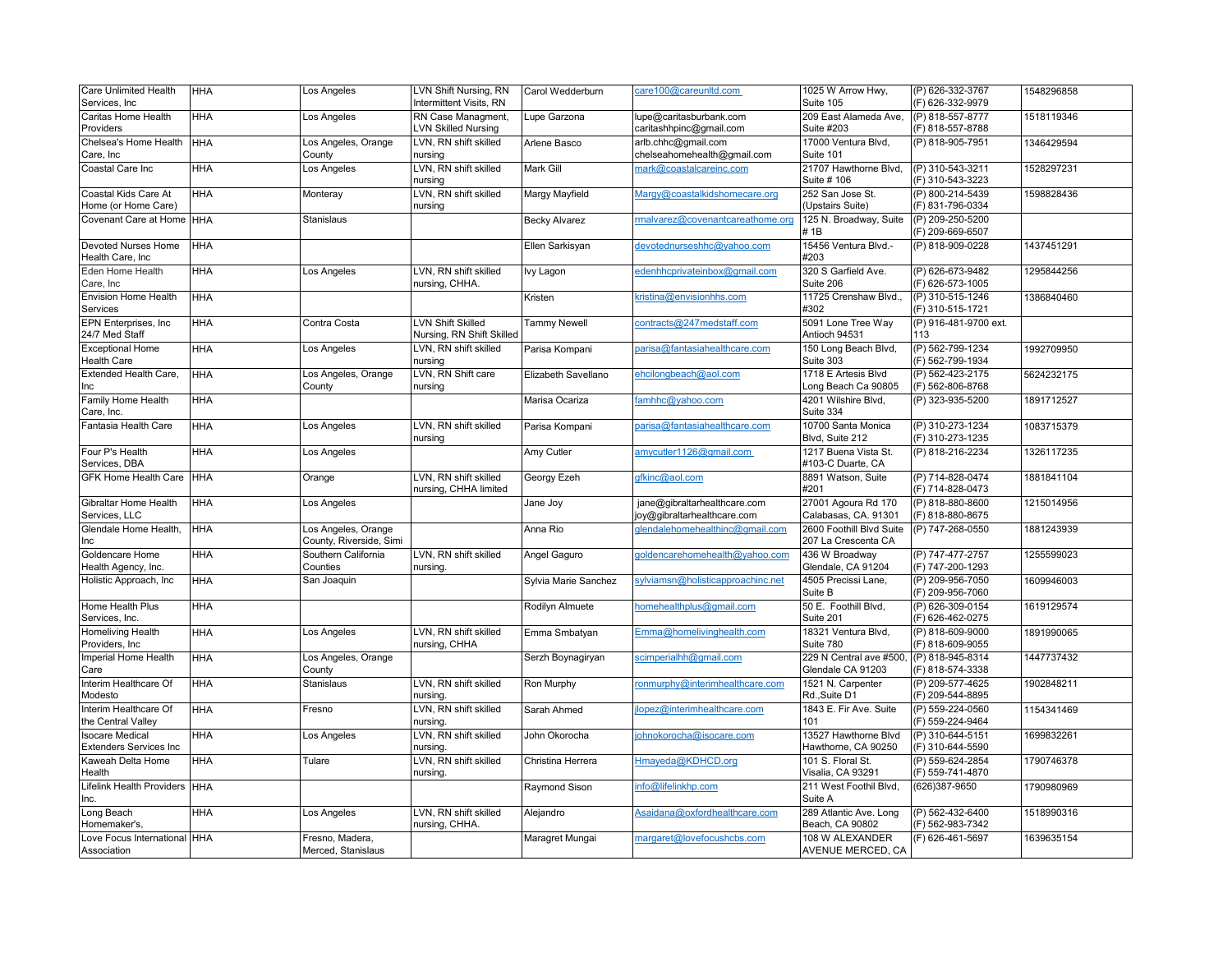| Care Unlimited Health Services, Inc | HHA | Los Angeles | LVN Shift Nursing, RN Intermittent Visits, RN | Carol Wedderburn | care100@careunltd.com | 1025 W Arrow Hwy, Suite 105 | (P) 626-332-3767 (F) 626-332-9979 | 1548296858 |
|---|---|---|---|---|---|---|---|---|
| Caritas Home Health Providers | HHA | Los Angeles | RN Case Managment, LVN Skilled Nursing | Lupe Garzona | lupe@caritasburbank.com caritashhpinc@gmail.com | 209 East Alameda Ave, Suite #203 | (P) 818-557-8777 (F) 818-557-8788 | 1518119346 |
| Chelsea's Home Health Care, Inc | HHA | Los Angeles, Orange County | LVN, RN shift skilled nursing | Arlene Basco | arlb.chhc@gmail.com chelseahomehealth@gmail.com | 17000 Ventura Blvd, Suite 101 | (P) 818-905-7951 | 1346429594 |
| Coastal Care Inc | HHA | Los Angeles | LVN, RN shift skilled nursing | Mark Gill | mark@coastalcareinc.com | 21707 Hawthorne Blvd, Suite # 106 | (P) 310-543-3211 (F) 310-543-3223 | 1528297231 |
| Coastal Kids Care At Home (or Home Care) | HHA | Monteray | LVN, RN shift skilled nursing | Margy Mayfield | Margy@coastalkidshomecare.org | 252 San Jose St. (Upstairs Suite) | (P) 800-214-5439 (F) 831-796-0334 | 1598828436 |
| Covenant Care at Home | HHA | Stanislaus | | Becky Alvarez | rmalvarez@covenantcareathome.org | 125 N. Broadway, Suite # 1B | (P) 209-250-5200 (F) 209-669-6507 | |
| Devoted Nurses Home Health Care, Inc | HHA | | | Ellen Sarkisyan | devotednurseshhc@yahoo.com | 15456 Ventura Blvd.- #203 | (P) 818-909-0228 | 1437451291 |
| Eden Home Health Care, Inc | HHA | Los Angeles | LVN, RN shift skilled nursing, CHHA. | Ivy Lagon | edenhhcprivateinbox@gmail.com | 320 S Garfield Ave. Suite 206 | (P) 626-673-9482 (F) 626-573-1005 | 1295844256 |
| Envision Home Health Services | HHA | | | Kristen | kristina@envisionhhs.com | 11725 Crenshaw Blvd., #302 | (P) 310-515-1246 (F) 310-515-1721 | 1386840460 |
| EPN Enterprises, Inc 24/7 Med Staff | HHA | Contra Costa | LVN Shift Skilled Nursing, RN Shift Skilled | Tammy Newell | contracts@247medstaff.com | 5091 Lone Tree Way Antioch 94531 | (P) 916-481-9700 ext. 113 | |
| Exceptional Home Health Care | HHA | Los Angeles | LVN, RN shift skilled nursing | Parisa Kompani | parisa@fantasiahealthcare.com | 150 Long Beach Blvd, Suite 303 | (P) 562-799-1234 (F) 562-799-1934 | 1992709950 |
| Extended Health Care, Inc | HHA | Los Angeles, Orange County | LVN, RN Shift care nursing | Elizabeth Savellano | ehcilongbeach@aol.com | 1718 E Artesis Blvd Long Beach Ca 90805 | (P) 562-423-2175 (F) 562-806-8768 | 5624232175 |
| Family Home Health Care, Inc. | HHA | | | Marisa Ocariza | famhhc@yahoo.com | 4201 Wilshire Blvd, Suite 334 | (P) 323-935-5200 | 1891712527 |
| Fantasia Health Care | HHA | Los Angeles | LVN, RN shift skilled nursing | Parisa Kompani | parisa@fantasiahealthcare.com | 10700 Santa Monica Blvd, Suite 212 | (P) 310-273-1234 (F) 310-273-1235 | 1083715379 |
| Four P's Health Services, DBA | HHA | Los Angeles | | Amy Cutler | amycutler1126@gmail.com | 1217 Buena Vista St. #103-C Duarte, CA | (P) 818-216-2234 | 1326117235 |
| GFK Home Health Care | HHA | Orange | LVN, RN shift skilled nursing, CHHA limited | Georgy Ezeh | gfkinc@aol.com | 8891 Watson, Suite #201 | (P) 714-828-0474 (F) 714-828-0473 | 1881841104 |
| Gibraltar Home Health Services, LLC | HHA | Los Angeles | | Jane Joy | jane@gibraltarhealthcare.com joy@gibraltarhealthcare.com | 27001 Agoura Rd 170 Calabasas, CA. 91301 | (P) 818-880-8600 (F) 818-880-8675 | 1215014956 |
| Glendale Home Health, Inc | HHA | Los Angeles, Orange County, Riverside, Simi | | Anna Rio | glendalehomehealthinc@gmail.com | 2600 Foothill Blvd Suite 207 La Crescenta CA | (P) 747-268-0550 | 1881243939 |
| Goldencare Home Health Agency, Inc. | HHA | Southern California Counties | LVN, RN shift skilled nursing. | Angel Gaguro | goldencarehomehealth@yahoo.com | 436 W Broadway Glendale, CA 91204 | (P) 747-477-2757 (F) 747-200-1293 | 1255599023 |
| Holistic Approach, Inc | HHA | San Joaquin | | Sylvia Marie Sanchez | sylviamsn@holisticapproachinc.net | 4505 Precissi Lane, Suite B | (P) 209-956-7050 (F) 209-956-7060 | 1609946003 |
| Home Health Plus Services, Inc. | HHA | | | Rodilyn Almuete | homehealthplus@gmail.com | 50 E. Foothill Blvd, Suite 201 | (P) 626-309-0154 (F) 626-462-0275 | 1619129574 |
| Homeliving Health Providers, Inc | HHA | Los Angeles | LVN, RN shift skilled nursing, CHHA | Emma Smbatyan | Emma@homelivinghealth.com | 18321 Ventura Blvd, Suite 780 | (P) 818-609-9000 (F) 818-609-9055 | 1891990065 |
| Imperial Home Health Care | HHA | Los Angeles, Orange County | | Serzh Boynagiryan | scimperialhh@gmail.com | 229 N Central ave #500, Glendale CA 91203 | (P) 818-945-8314 (F) 818-574-3338 | 1447737432 |
| Interim Healthcare Of Modesto | HHA | Stanislaus | LVN, RN shift skilled nursing. | Ron Murphy | ronmurphy@interimhealthcare.com | 1521 N. Carpenter Rd.,Suite D1 | (P) 209-577-4625 (F) 209-544-8895 | 1902848211 |
| Interim Healthcare Of the Central Valley | HHA | Fresno | LVN, RN shift skilled nursing. | Sarah Ahmed | jlopez@interimhealthcare.com | 1843 E. Fir Ave. Suite 101 | (P) 559-224-0560 (F) 559-224-9464 | 1154341469 |
| Isocare Medical Extenders Services Inc | HHA | Los Angeles | LVN, RN shift skilled nursing. | John Okorocha | johnokorocha@isocare.com | 13527 Hawthorne Blvd Hawthorne, CA 90250 | (P) 310-644-5151 (F) 310-644-5590 | 1699832261 |
| Kaweah Delta Home Health | HHA | Tulare | LVN, RN shift skilled nursing. | Christina Herrera | Hmayeda@KDHCD.org | 101 S. Floral St. Visalia, CA 93291 | (P) 559-624-2854 (F) 559-741-4870 | 1790746378 |
| Lifelink Health Providers Inc. | HHA | | | Raymond Sison | info@lifelinkhp.com | 211 West Foothil Blvd, Suite A | (626)387-9650 | 1790980969 |
| Long Beach Homemaker's, | HHA | Los Angeles | LVN, RN shift skilled nursing, CHHA. | Alejandro | Asaidana@oxfordhealthcare.com | 289 Atlantic Ave. Long Beach, CA 90802 | (P) 562-432-6400 (F) 562-983-7342 | 1518990316 |
| Love Focus International Association | HHA | Fresno, Madera, Merced, Stanislaus | | Maragret Mungai | margaret@lovefocushcbs.com | 108 W ALEXANDER AVENUE MERCED, CA | (F) 626-461-5697 | 1639635154 |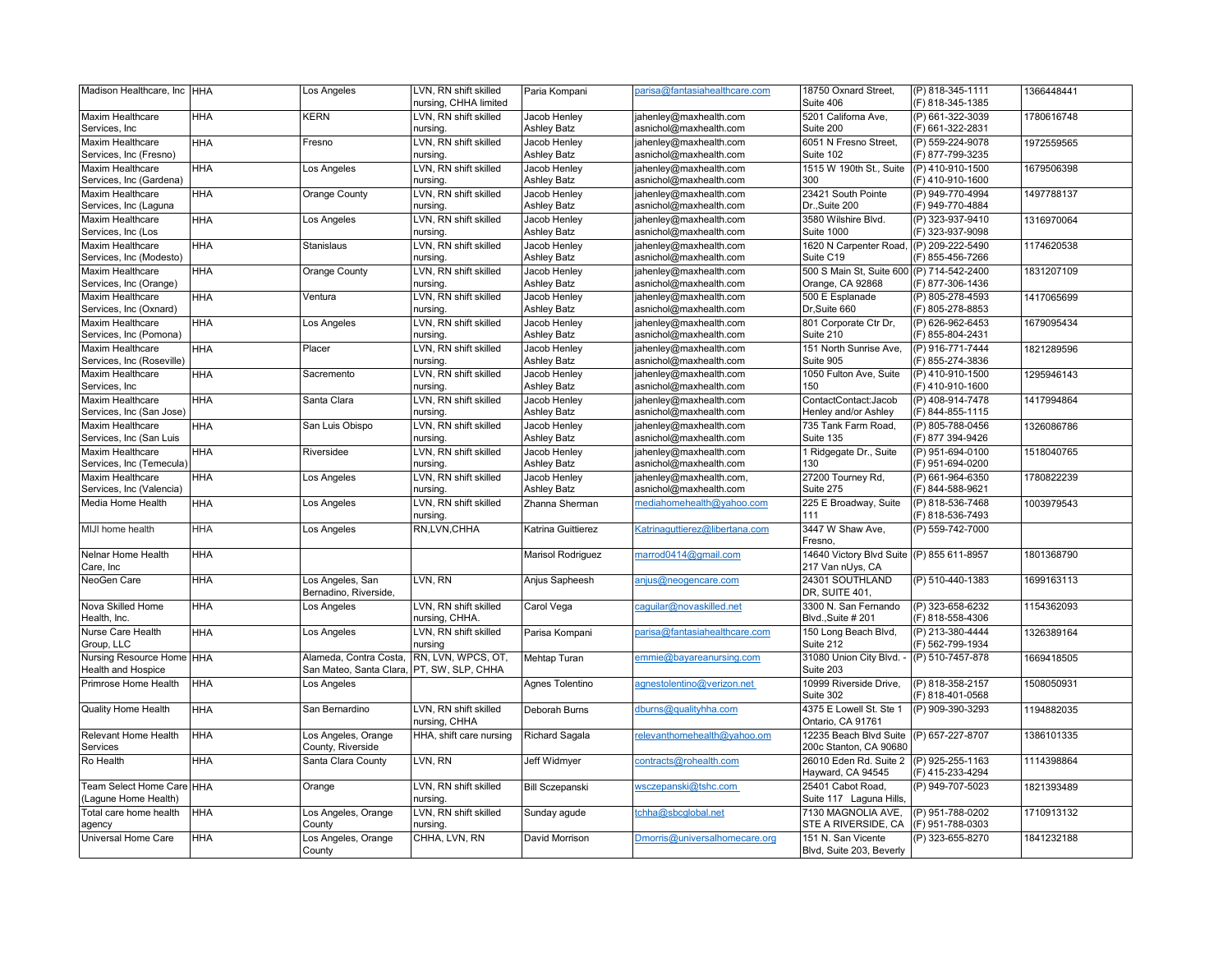| | | | | | | | | |
|---|---|---|---|---|---|---|---|---|
| Madison Healthcare, Inc | HHA | Los Angeles | LVN, RN shift skilled nursing, CHHA limited | Paria Kompani | parisa@fantasiahealthcare.com | 18750 Oxnard Street, Suite 406 | (P) 818-345-1111 (F) 818-345-1385 | 1366448441 |
| Maxim Healthcare Services, Inc | HHA | KERN | LVN, RN shift skilled nursing. | Jacob Henley Ashley Batz | jahenley@maxhealth.com asnichol@maxhealth.com | 5201 Californa Ave, Suite 200 | (P) 661-322-3039 (F) 661-322-2831 | 1780616748 |
| Maxim Healthcare Services, Inc (Fresno) | HHA | Fresno | LVN, RN shift skilled nursing. | Jacob Henley Ashley Batz | jahenley@maxhealth.com asnichol@maxhealth.com | 6051 N Fresno Street, Suite 102 | (P) 559-224-9078 (F) 877-799-3235 | 1972559565 |
| Maxim Healthcare Services, Inc (Gardena) | HHA | Los Angeles | LVN, RN shift skilled nursing. | Jacob Henley Ashley Batz | jahenley@maxhealth.com asnichol@maxhealth.com | 1515 W 190th St., Suite 300 | (P) 410-910-1500 (F) 410-910-1600 | 1679506398 |
| Maxim Healthcare Services, Inc (Laguna | HHA | Orange County | LVN, RN shift skilled nursing. | Jacob Henley Ashley Batz | jahenley@maxhealth.com asnichol@maxhealth.com | 23421 South Pointe Dr.,Suite 200 | (P) 949-770-4994 (F) 949-770-4884 | 1497788137 |
| Maxim Healthcare Services, Inc (Los | HHA | Los Angeles | LVN, RN shift skilled nursing. | Jacob Henley Ashley Batz | jahenley@maxhealth.com asnichol@maxhealth.com | 3580 Wilshire Blvd. Suite 1000 | (P) 323-937-9410 (F) 323-937-9098 | 1316970064 |
| Maxim Healthcare Services, Inc (Modesto) | HHA | Stanislaus | LVN, RN shift skilled nursing. | Jacob Henley Ashley Batz | jahenley@maxhealth.com asnichol@maxhealth.com | 1620 N Carpenter Road, Suite C19 | (P) 209-222-5490 (F) 855-456-7266 | 1174620538 |
| Maxim Healthcare Services, Inc (Orange) | HHA | Orange County | LVN, RN shift skilled nursing. | Jacob Henley Ashley Batz | jahenley@maxhealth.com asnichol@maxhealth.com | 500 S Main St, Suite 600 Orange, CA 92868 | (P) 714-542-2400 (F) 877-306-1436 | 1831207109 |
| Maxim Healthcare Services, Inc (Oxnard) | HHA | Ventura | LVN, RN shift skilled nursing. | Jacob Henley Ashley Batz | jahenley@maxhealth.com asnichol@maxhealth.com | 500 E Esplanade Dr,Suite 660 | (P) 805-278-4593 (F) 805-278-8853 | 1417065699 |
| Maxim Healthcare Services, Inc (Pomona) | HHA | Los Angeles | LVN, RN shift skilled nursing. | Jacob Henley Ashley Batz | jahenley@maxhealth.com asnichol@maxhealth.com | 801 Corporate Ctr Dr, Suite 210 | (P) 626-962-6453 (F) 855-804-2431 | 1679095434 |
| Maxim Healthcare Services, Inc (Roseville) | HHA | Placer | LVN, RN shift skilled nursing. | Jacob Henley Ashley Batz | jahenley@maxhealth.com asnichol@maxhealth.com | 151 North Sunrise Ave, Suite 905 | (P) 916-771-7444 (F) 855-274-3836 | 1821289596 |
| Maxim Healthcare Services, Inc | HHA | Sacremento | LVN, RN shift skilled nursing. | Jacob Henley Ashley Batz | jahenley@maxhealth.com asnichol@maxhealth.com | 1050 Fulton Ave, Suite 150 | (P) 410-910-1500 (F) 410-910-1600 | 1295946143 |
| Maxim Healthcare Services, Inc (San Jose) | HHA | Santa Clara | LVN, RN shift skilled nursing. | Jacob Henley Ashley Batz | jahenley@maxhealth.com asnichol@maxhealth.com | ContactContact:Jacob Henley and/or Ashley | (P) 408-914-7478 (F) 844-855-1115 | 1417994864 |
| Maxim Healthcare Services, Inc (San Luis | HHA | San Luis Obispo | LVN, RN shift skilled nursing. | Jacob Henley Ashley Batz | jahenley@maxhealth.com asnichol@maxhealth.com | 735 Tank Farm Road, Suite 135 | (P) 805-788-0456 (F) 877 394-9426 | 1326086786 |
| Maxim Healthcare Services, Inc (Temecula) | HHA | Riversidee | LVN, RN shift skilled nursing. | Jacob Henley Ashley Batz | jahenley@maxhealth.com asnichol@maxhealth.com | 1 Ridgegate Dr., Suite 130 | (P) 951-694-0100 (F) 951-694-0200 | 1518040765 |
| Maxim Healthcare Services, Inc (Valencia) | HHA | Los Angeles | LVN, RN shift skilled nursing. | Jacob Henley Ashley Batz | jahenley@maxhealth.com, asnichol@maxhealth.com | 27200 Tourney Rd, Suite 275 | (P) 661-964-6350 (F) 844-588-9621 | 1780822239 |
| Media Home Health | HHA | Los Angeles | LVN, RN shift skilled nursing. | Zhanna Sherman | mediahomehealth@yahoo.com | 225 E Broadway, Suite 111 | (P) 818-536-7468 (F) 818-536-7493 | 1003979543 |
| MIJI home health | HHA | Los Angeles | RN,LVN,CHHA | Katrina Guittierez | Katrinaguttierez@libertana.com | 3447 W Shaw Ave, Fresno, | (P) 559-742-7000 | |
| Nelnar Home Health Care, Inc | HHA | | | Marisol Rodriguez | marrod0414@gmail.com | 14640 Victory Blvd Suite 217 Van nUys, CA | (P) 855 611-8957 | 1801368790 |
| NeoGen Care | HHA | Los Angeles, San Bernadino, Riverside, | LVN, RN | Anjus Sapheesh | anjus@neogencare.com | 24301 SOUTHLAND DR, SUITE 401, | (P) 510-440-1383 | 1699163113 |
| Nova Skilled Home Health, Inc. | HHA | Los Angeles | LVN, RN shift skilled nursing, CHHA. | Carol Vega | caguilar@novaskilled.net | 3300 N. San Fernando Blvd.,Suite # 201 | (P) 323-658-6232 (F) 818-558-4306 | 1154362093 |
| Nurse Care Health Group, LLC | HHA | Los Angeles | LVN, RN shift skilled nursing | Parisa Kompani | parisa@fantasiahealthcare.com | 150 Long Beach Blvd, Suite 212 | (P) 213-380-4444 (F) 562-799-1934 | 1326389164 |
| Nursing Resource Home Health and Hospice | HHA | Alameda, Contra Costa, San Mateo, Santa Clara, | RN, LVN, WPCS, OT, PT, SW, SLP, CHHA | Mehtap Turan | emmie@bayareanursing.com | 31080 Union City Blvd. - Suite 203 | (P) 510-7457-878 | 1669418505 |
| Primrose Home Health | HHA | Los Angeles | | Agnes Tolentino | agnestolentino@verizon.net | 10999 Riverside Drive, Suite 302 | (P) 818-358-2157 (F) 818-401-0568 | 1508050931 |
| Quality Home Health | HHA | San Bernardino | LVN, RN shift skilled nursing, CHHA | Deborah Burns | dburns@qualityhha.com | 4375 E Lowell St. Ste 1 Ontario, CA 91761 | (P) 909-390-3293 | 1194882035 |
| Relevant Home Health Services | HHA | Los Angeles, Orange County, Riverside | HHA, shift care nursing | Richard Sagala | relevanthomehealth@yahoo.om | 12235 Beach Blvd Suite 200c Stanton, CA 90680 | (P) 657-227-8707 | 1386101335 |
| Ro Health | HHA | Santa Clara County | LVN, RN | Jeff Widmyer | contracts@rohealth.com | 26010 Eden Rd. Suite 2 Hayward, CA 94545 | (P) 925-255-1163 (F) 415-233-4294 | 1114398864 |
| Team Select Home Care (Lagune Home Health) | HHA | Orange | LVN, RN shift skilled nursing. | Bill Sczepanski | wsczepanski@tshc.com | 25401 Cabot Road, Suite 117 Laguna Hills, | (P) 949-707-5023 | 1821393489 |
| Total care home health agency | HHA | Los Angeles, Orange County | LVN, RN shift skilled nursing. | Sunday agude | tchha@sbcglobal.net | 7130 MAGNOLIA AVE, STE A RIVERSIDE, CA | (P) 951-788-0202 (F) 951-788-0303 | 1710913132 |
| Universal Home Care | HHA | Los Angeles, Orange County | CHHA, LVN, RN | David Morrison | Dmorris@universalhomecare.org | 151 N. San Vicente Blvd, Suite 203, Beverly | (P) 323-655-8270 | 1841232188 |